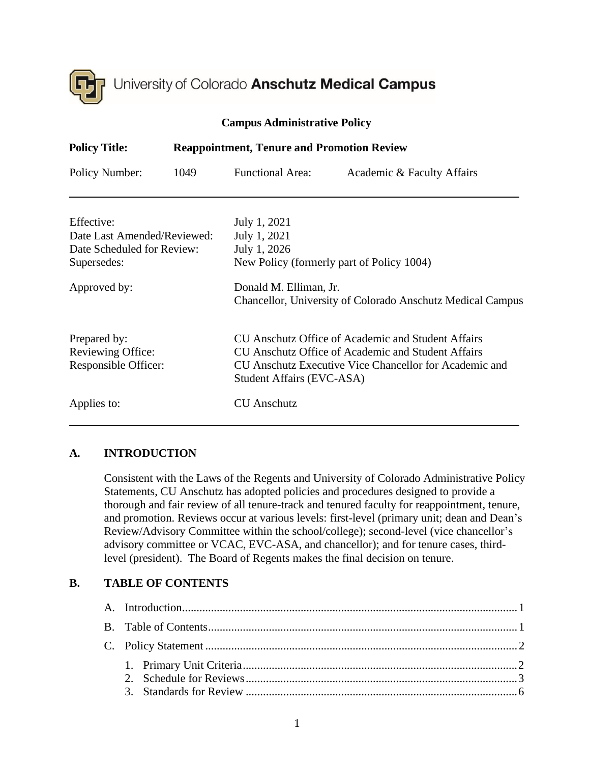University of Colorado **Anschutz Medical Campus**

**Campus Administrative Policy**

| | | | |
|---|---|---|---|
| **Policy Title:** | **Reappointment, Tenure and Promotion Review** | | |
| Policy Number: | 1049 | Functional Area: | Academic & Faculty Affairs |

| | |
|---|---|
| Effective: | July 1, 2021 |
| Date Last Amended/Reviewed: | July 1, 2021 |
| Date Scheduled for Review: | July 1, 2026 |
| Supersedes: | New Policy (formerly part of Policy 1004) |
| Approved by: | Donald M. Elliman, Jr.<br>Chancellor, University of Colorado Anschutz Medical Campus |
| Prepared by: | CU Anschutz Office of Academic and Student Affairs |
| Reviewing Office: | CU Anschutz Office of Academic and Student Affairs |
| Responsible Officer: | CU Anschutz Executive Vice Chancellor for Academic and Student Affairs (EVC-ASA) |
| Applies to: | CU Anschutz |

## A. INTRODUCTION

Consistent with the Laws of the Regents and University of Colorado Administrative Policy Statements, CU Anschutz has adopted policies and procedures designed to provide a thorough and fair review of all tenure-track and tenured faculty for reappointment, tenure, and promotion. Reviews occur at various levels: first-level (primary unit; dean and Dean's Review/Advisory Committee within the school/college); second-level (vice chancellor's advisory committee or VCAC, EVC-ASA, and chancellor); and for tenure cases, third-level (president). The Board of Regents makes the final decision on tenure.

## B. TABLE OF CONTENTS

A. Introduction .......... 1
B. Table of Contents .......... 1
C. Policy Statement .......... 2
   1. Primary Unit Criteria .......... 2
   2. Schedule for Reviews .......... 3
   3. Standards for Review .......... 6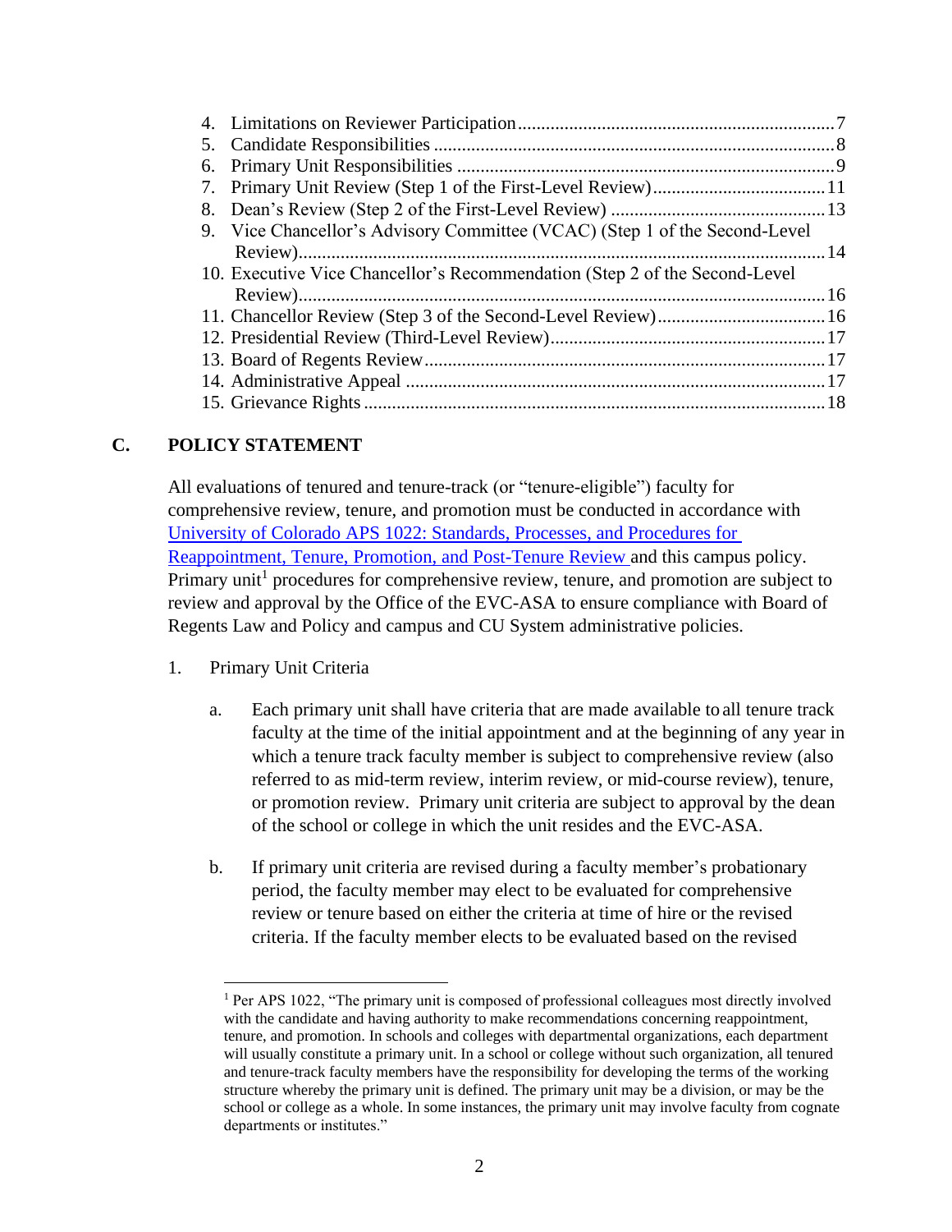4. Limitations on Reviewer Participation ........................................................ 7
5. Candidate Responsibilities ........................................................................ 8
6. Primary Unit Responsibilities .................................................................... 9
7. Primary Unit Review (Step 1 of the First-Level Review) ............................ 11
8. Dean's Review (Step 2 of the First-Level Review) ..................................... 13
9. Vice Chancellor's Advisory Committee (VCAC) (Step 1 of the Second-Level Review) ....................................................................................................... 14
10. Executive Vice Chancellor's Recommendation (Step 2 of the Second-Level Review) ....................................................................................................... 16
11. Chancellor Review (Step 3 of the Second-Level Review) ............................ 16
12. Presidential Review (Third-Level Review) ................................................. 17
13. Board of Regents Review ............................................................................ 17
14. Administrative Appeal ................................................................................ 17
15. Grievance Rights ........................................................................................ 18

## C. POLICY STATEMENT

All evaluations of tenured and tenure-track (or "tenure-eligible") faculty for comprehensive review, tenure, and promotion must be conducted in accordance with [University of Colorado APS 1022: Standards, Processes, and Procedures for Reappointment, Tenure, Promotion, and Post-Tenure Review](#) and this campus policy. Primary unit[1] procedures for comprehensive review, tenure, and promotion are subject to review and approval by the Office of the EVC-ASA to ensure compliance with Board of Regents Law and Policy and campus and CU System administrative policies.

1. Primary Unit Criteria

   a. Each primary unit shall have criteria that are made available to all tenure track faculty at the time of the initial appointment and at the beginning of any year in which a tenure track faculty member is subject to comprehensive review (also referred to as mid-term review, interim review, or mid-course review), tenure, or promotion review. Primary unit criteria are subject to approval by the dean of the school or college in which the unit resides and the EVC-ASA.

   b. If primary unit criteria are revised during a faculty member's probationary period, the faculty member may elect to be evaluated for comprehensive review or tenure based on either the criteria at time of hire or the revised criteria. If the faculty member elects to be evaluated based on the revised

---

[1] Per APS 1022, "The primary unit is composed of professional colleagues most directly involved with the candidate and having authority to make recommendations concerning reappointment, tenure, and promotion. In schools and colleges with departmental organizations, each department will usually constitute a primary unit. In a school or college without such organization, all tenured and tenure-track faculty members have the responsibility for developing the terms of the working structure whereby the primary unit is defined. The primary unit may be a division, or may be the school or college as a whole. In some instances, the primary unit may involve faculty from cognate departments or institutes."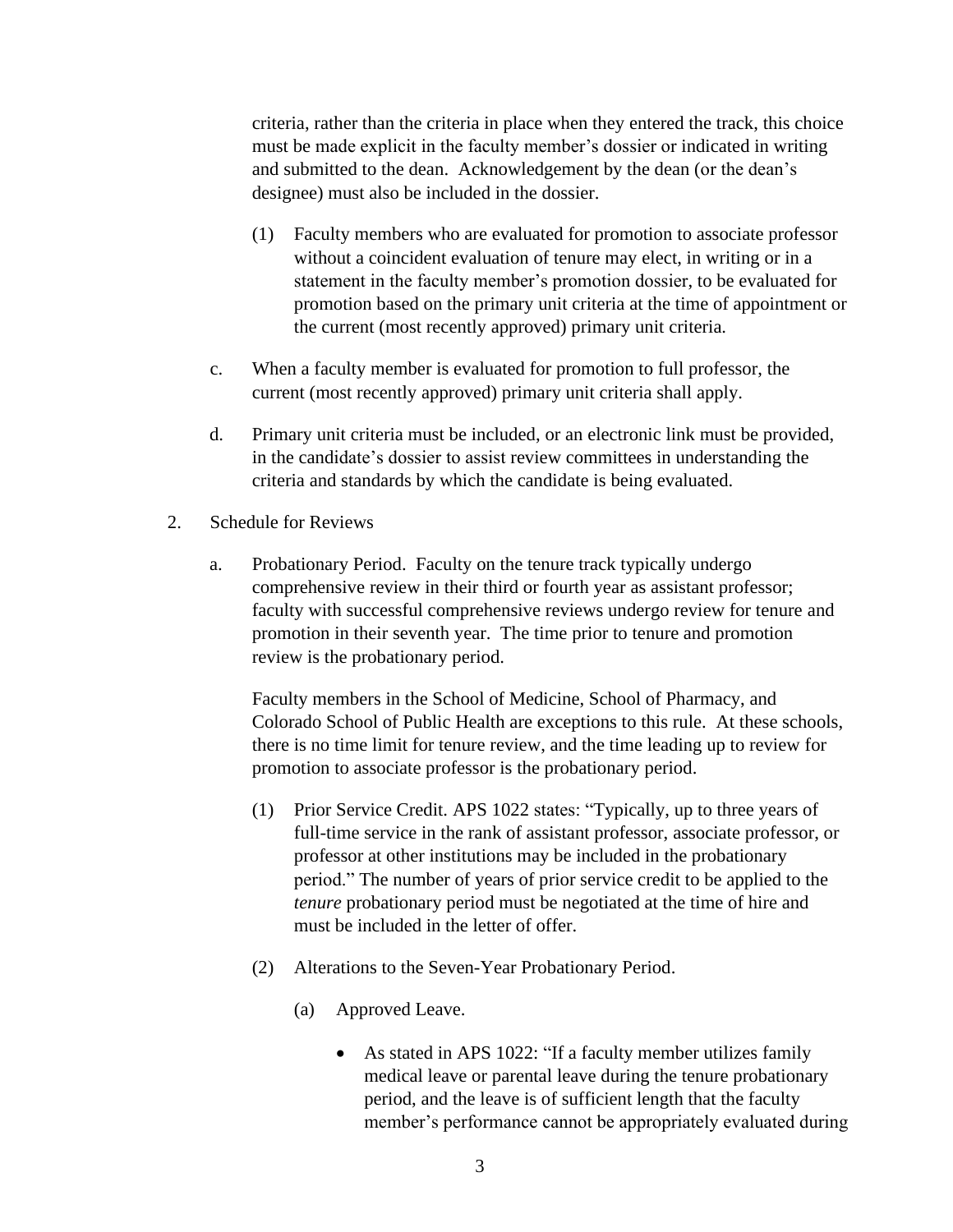criteria, rather than the criteria in place when they entered the track, this choice must be made explicit in the faculty member's dossier or indicated in writing and submitted to the dean. Acknowledgement by the dean (or the dean's designee) must also be included in the dossier.

(1) Faculty members who are evaluated for promotion to associate professor without a coincident evaluation of tenure may elect, in writing or in a statement in the faculty member's promotion dossier, to be evaluated for promotion based on the primary unit criteria at the time of appointment or the current (most recently approved) primary unit criteria.

c. When a faculty member is evaluated for promotion to full professor, the current (most recently approved) primary unit criteria shall apply.

d. Primary unit criteria must be included, or an electronic link must be provided, in the candidate's dossier to assist review committees in understanding the criteria and standards by which the candidate is being evaluated.

2. Schedule for Reviews

a. Probationary Period. Faculty on the tenure track typically undergo comprehensive review in their third or fourth year as assistant professor; faculty with successful comprehensive reviews undergo review for tenure and promotion in their seventh year. The time prior to tenure and promotion review is the probationary period.

Faculty members in the School of Medicine, School of Pharmacy, and Colorado School of Public Health are exceptions to this rule. At these schools, there is no time limit for tenure review, and the time leading up to review for promotion to associate professor is the probationary period.

(1) Prior Service Credit. APS 1022 states: "Typically, up to three years of full-time service in the rank of assistant professor, associate professor, or professor at other institutions may be included in the probationary period." The number of years of prior service credit to be applied to the *tenure* probationary period must be negotiated at the time of hire and must be included in the letter of offer.

(2) Alterations to the Seven-Year Probationary Period.

(a) Approved Leave.

- As stated in APS 1022: "If a faculty member utilizes family medical leave or parental leave during the tenure probationary period, and the leave is of sufficient length that the faculty member's performance cannot be appropriately evaluated during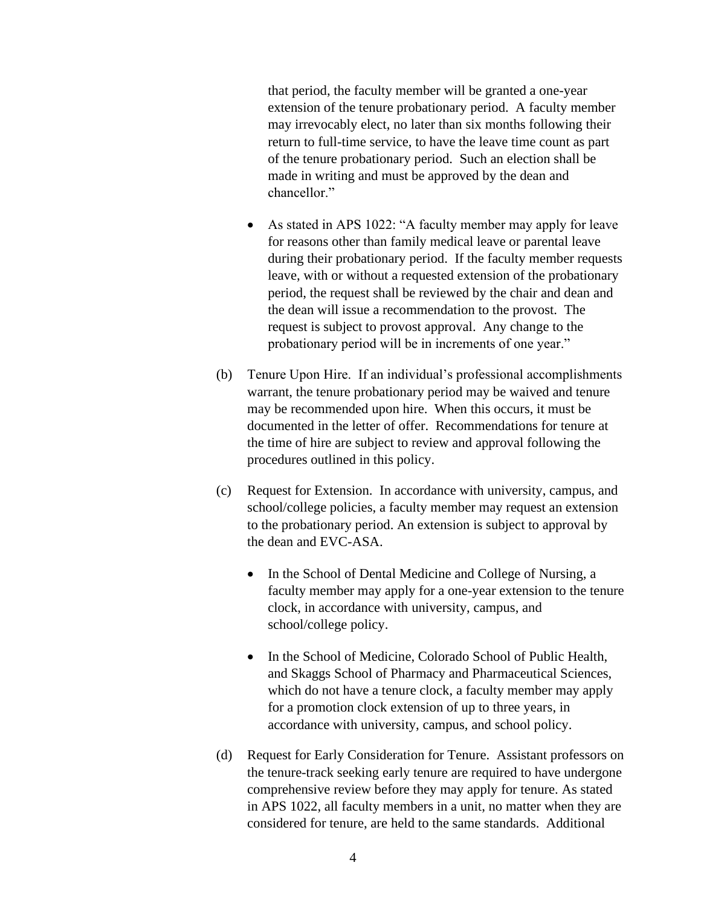that period, the faculty member will be granted a one-year extension of the tenure probationary period. A faculty member may irrevocably elect, no later than six months following their return to full-time service, to have the leave time count as part of the tenure probationary period. Such an election shall be made in writing and must be approved by the dean and chancellor."

- As stated in APS 1022: "A faculty member may apply for leave for reasons other than family medical leave or parental leave during their probationary period. If the faculty member requests leave, with or without a requested extension of the probationary period, the request shall be reviewed by the chair and dean and the dean will issue a recommendation to the provost. The request is subject to provost approval. Any change to the probationary period will be in increments of one year."

(b) Tenure Upon Hire. If an individual's professional accomplishments warrant, the tenure probationary period may be waived and tenure may be recommended upon hire. When this occurs, it must be documented in the letter of offer. Recommendations for tenure at the time of hire are subject to review and approval following the procedures outlined in this policy.

(c) Request for Extension. In accordance with university, campus, and school/college policies, a faculty member may request an extension to the probationary period. An extension is subject to approval by the dean and EVC-ASA.

- In the School of Dental Medicine and College of Nursing, a faculty member may apply for a one-year extension to the tenure clock, in accordance with university, campus, and school/college policy.
- In the School of Medicine, Colorado School of Public Health, and Skaggs School of Pharmacy and Pharmaceutical Sciences, which do not have a tenure clock, a faculty member may apply for a promotion clock extension of up to three years, in accordance with university, campus, and school policy.

(d) Request for Early Consideration for Tenure. Assistant professors on the tenure-track seeking early tenure are required to have undergone comprehensive review before they may apply for tenure. As stated in APS 1022, all faculty members in a unit, no matter when they are considered for tenure, are held to the same standards. Additional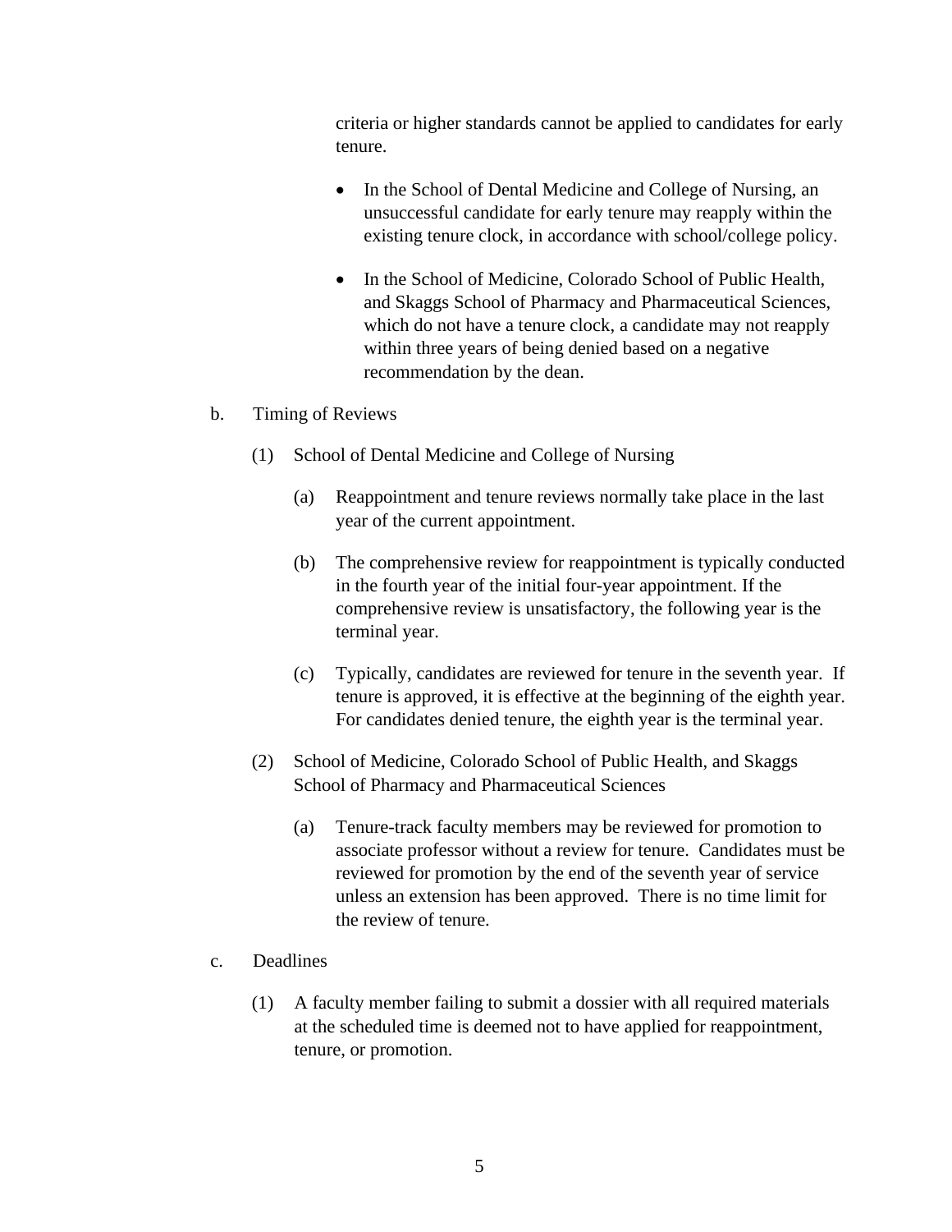criteria or higher standards cannot be applied to candidates for early tenure.

- In the School of Dental Medicine and College of Nursing, an unsuccessful candidate for early tenure may reapply within the existing tenure clock, in accordance with school/college policy.

- In the School of Medicine, Colorado School of Public Health, and Skaggs School of Pharmacy and Pharmaceutical Sciences, which do not have a tenure clock, a candidate may not reapply within three years of being denied based on a negative recommendation by the dean.

b. Timing of Reviews

(1) School of Dental Medicine and College of Nursing

(a) Reappointment and tenure reviews normally take place in the last year of the current appointment.

(b) The comprehensive review for reappointment is typically conducted in the fourth year of the initial four-year appointment. If the comprehensive review is unsatisfactory, the following year is the terminal year.

(c) Typically, candidates are reviewed for tenure in the seventh year. If tenure is approved, it is effective at the beginning of the eighth year. For candidates denied tenure, the eighth year is the terminal year.

(2) School of Medicine, Colorado School of Public Health, and Skaggs School of Pharmacy and Pharmaceutical Sciences

(a) Tenure-track faculty members may be reviewed for promotion to associate professor without a review for tenure. Candidates must be reviewed for promotion by the end of the seventh year of service unless an extension has been approved. There is no time limit for the review of tenure.

c. Deadlines

(1) A faculty member failing to submit a dossier with all required materials at the scheduled time is deemed not to have applied for reappointment, tenure, or promotion.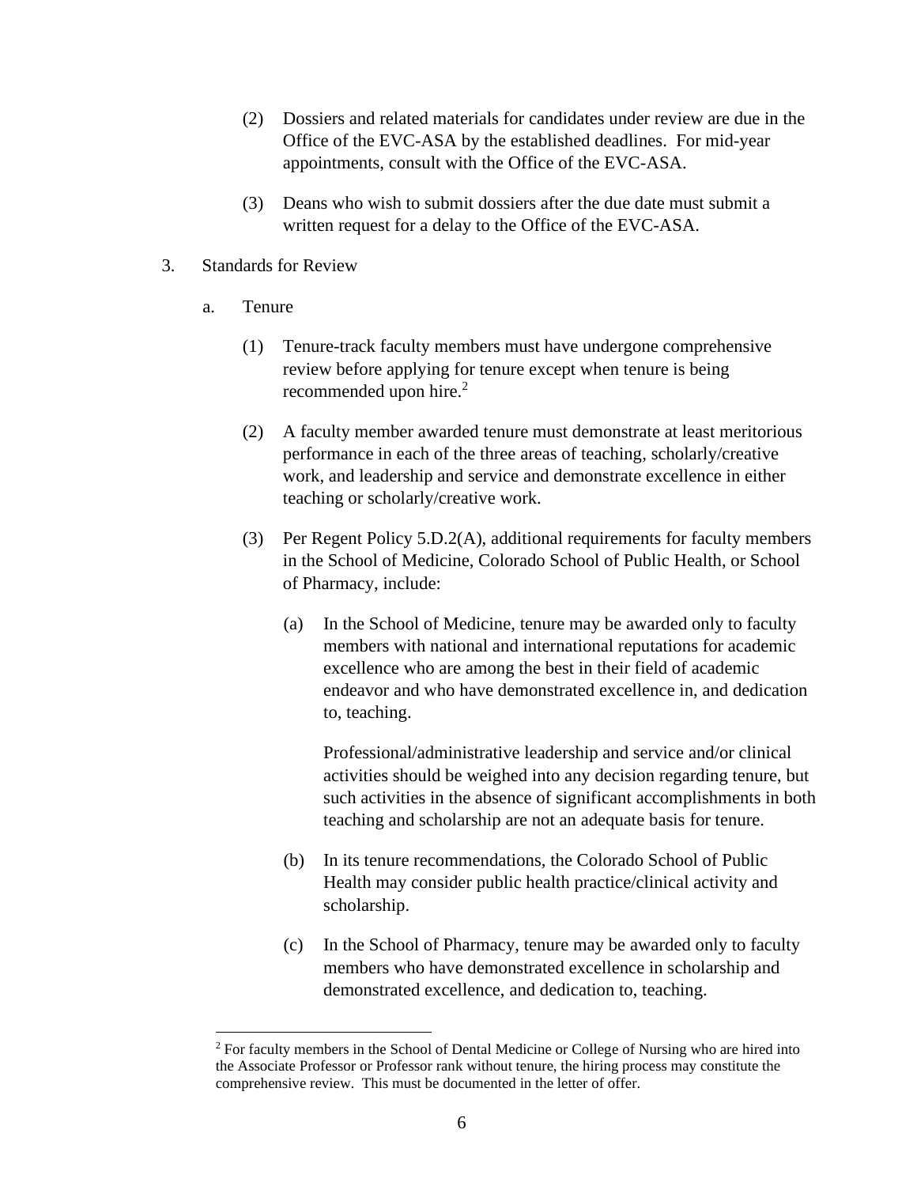(2) Dossiers and related materials for candidates under review are due in the Office of the EVC-ASA by the established deadlines. For mid-year appointments, consult with the Office of the EVC-ASA.

(3) Deans who wish to submit dossiers after the due date must submit a written request for a delay to the Office of the EVC-ASA.

3. Standards for Review

   a. Tenure

      (1) Tenure-track faculty members must have undergone comprehensive review before applying for tenure except when tenure is being recommended upon hire.[2]

      (2) A faculty member awarded tenure must demonstrate at least meritorious performance in each of the three areas of teaching, scholarly/creative work, and leadership and service and demonstrate excellence in either teaching or scholarly/creative work.

      (3) Per Regent Policy 5.D.2(A), additional requirements for faculty members in the School of Medicine, Colorado School of Public Health, or School of Pharmacy, include:

         (a) In the School of Medicine, tenure may be awarded only to faculty members with national and international reputations for academic excellence who are among the best in their field of academic endeavor and who have demonstrated excellence in, and dedication to, teaching.

         Professional/administrative leadership and service and/or clinical activities should be weighed into any decision regarding tenure, but such activities in the absence of significant accomplishments in both teaching and scholarship are not an adequate basis for tenure.

         (b) In its tenure recommendations, the Colorado School of Public Health may consider public health practice/clinical activity and scholarship.

         (c) In the School of Pharmacy, tenure may be awarded only to faculty members who have demonstrated excellence in scholarship and demonstrated excellence, and dedication to, teaching.

---

[2] For faculty members in the School of Dental Medicine or College of Nursing who are hired into the Associate Professor or Professor rank without tenure, the hiring process may constitute the comprehensive review. This must be documented in the letter of offer.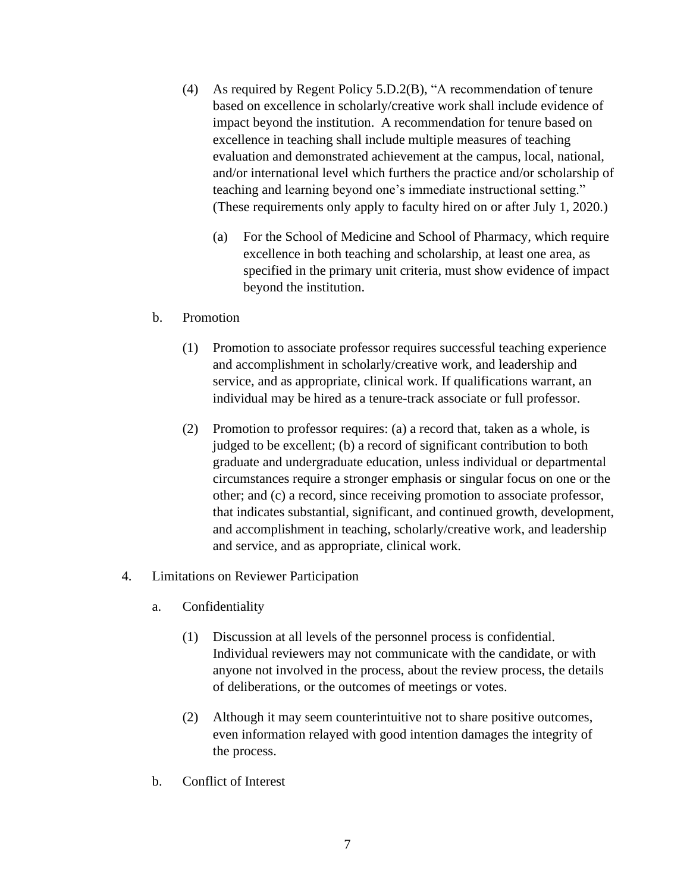(4) As required by Regent Policy 5.D.2(B), "A recommendation of tenure based on excellence in scholarly/creative work shall include evidence of impact beyond the institution. A recommendation for tenure based on excellence in teaching shall include multiple measures of teaching evaluation and demonstrated achievement at the campus, local, national, and/or international level which furthers the practice and/or scholarship of teaching and learning beyond one's immediate instructional setting." (These requirements only apply to faculty hired on or after July 1, 2020.)

   (a) For the School of Medicine and School of Pharmacy, which require excellence in both teaching and scholarship, at least one area, as specified in the primary unit criteria, must show evidence of impact beyond the institution.

b. Promotion

   (1) Promotion to associate professor requires successful teaching experience and accomplishment in scholarly/creative work, and leadership and service, and as appropriate, clinical work. If qualifications warrant, an individual may be hired as a tenure-track associate or full professor.

   (2) Promotion to professor requires: (a) a record that, taken as a whole, is judged to be excellent; (b) a record of significant contribution to both graduate and undergraduate education, unless individual or departmental circumstances require a stronger emphasis or singular focus on one or the other; and (c) a record, since receiving promotion to associate professor, that indicates substantial, significant, and continued growth, development, and accomplishment in teaching, scholarly/creative work, and leadership and service, and as appropriate, clinical work.

4. Limitations on Reviewer Participation

   a. Confidentiality

      (1) Discussion at all levels of the personnel process is confidential. Individual reviewers may not communicate with the candidate, or with anyone not involved in the process, about the review process, the details of deliberations, or the outcomes of meetings or votes.

      (2) Although it may seem counterintuitive not to share positive outcomes, even information relayed with good intention damages the integrity of the process.

   b. Conflict of Interest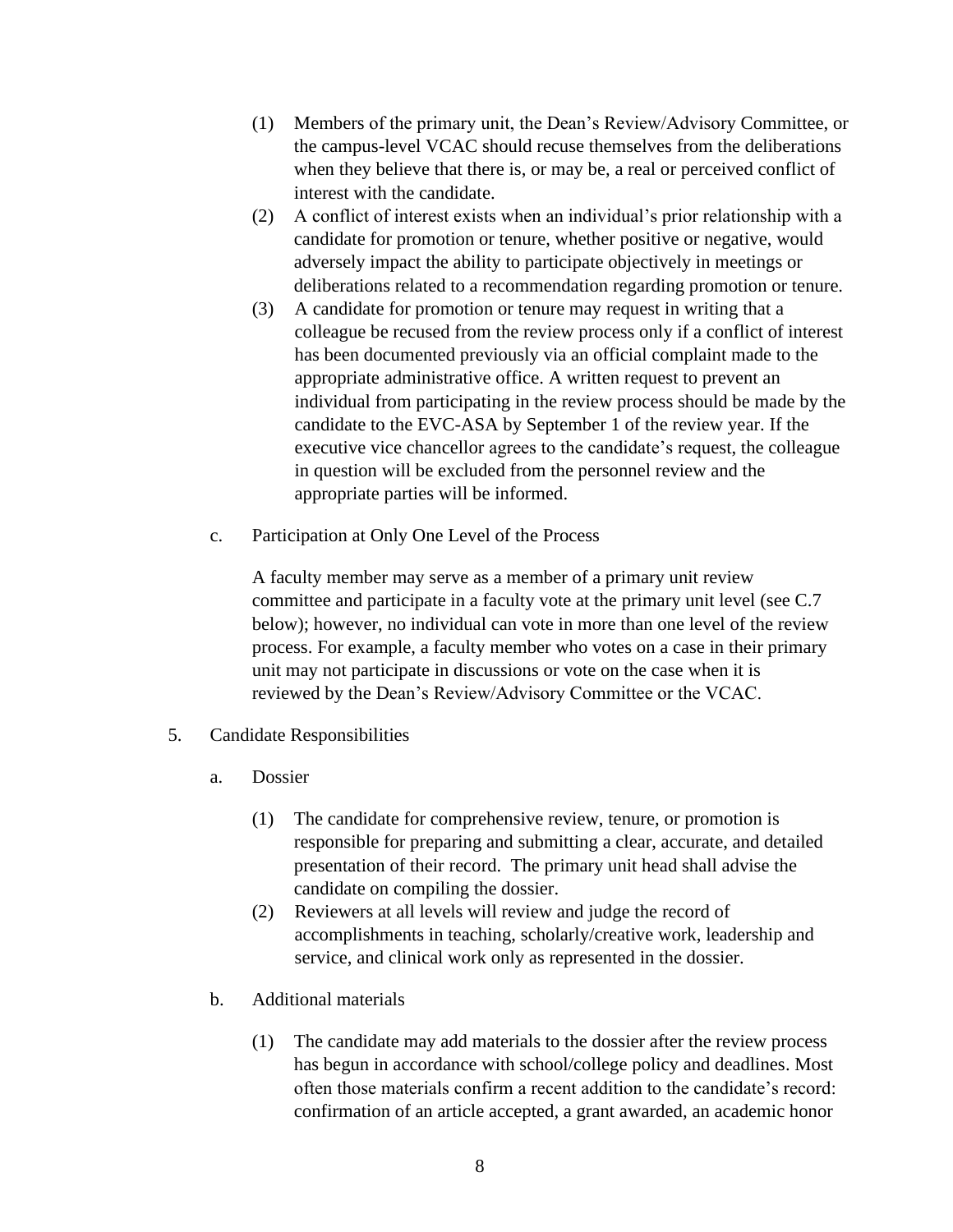(1) Members of the primary unit, the Dean's Review/Advisory Committee, or the campus-level VCAC should recuse themselves from the deliberations when they believe that there is, or may be, a real or perceived conflict of interest with the candidate.

(2) A conflict of interest exists when an individual's prior relationship with a candidate for promotion or tenure, whether positive or negative, would adversely impact the ability to participate objectively in meetings or deliberations related to a recommendation regarding promotion or tenure.

(3) A candidate for promotion or tenure may request in writing that a colleague be recused from the review process only if a conflict of interest has been documented previously via an official complaint made to the appropriate administrative office. A written request to prevent an individual from participating in the review process should be made by the candidate to the EVC-ASA by September 1 of the review year. If the executive vice chancellor agrees to the candidate's request, the colleague in question will be excluded from the personnel review and the appropriate parties will be informed.

c. Participation at Only One Level of the Process

A faculty member may serve as a member of a primary unit review committee and participate in a faculty vote at the primary unit level (see C.7 below); however, no individual can vote in more than one level of the review process. For example, a faculty member who votes on a case in their primary unit may not participate in discussions or vote on the case when it is reviewed by the Dean's Review/Advisory Committee or the VCAC.

5. Candidate Responsibilities

a. Dossier

(1) The candidate for comprehensive review, tenure, or promotion is responsible for preparing and submitting a clear, accurate, and detailed presentation of their record. The primary unit head shall advise the candidate on compiling the dossier.

(2) Reviewers at all levels will review and judge the record of accomplishments in teaching, scholarly/creative work, leadership and service, and clinical work only as represented in the dossier.

b. Additional materials

(1) The candidate may add materials to the dossier after the review process has begun in accordance with school/college policy and deadlines. Most often those materials confirm a recent addition to the candidate's record: confirmation of an article accepted, a grant awarded, an academic honor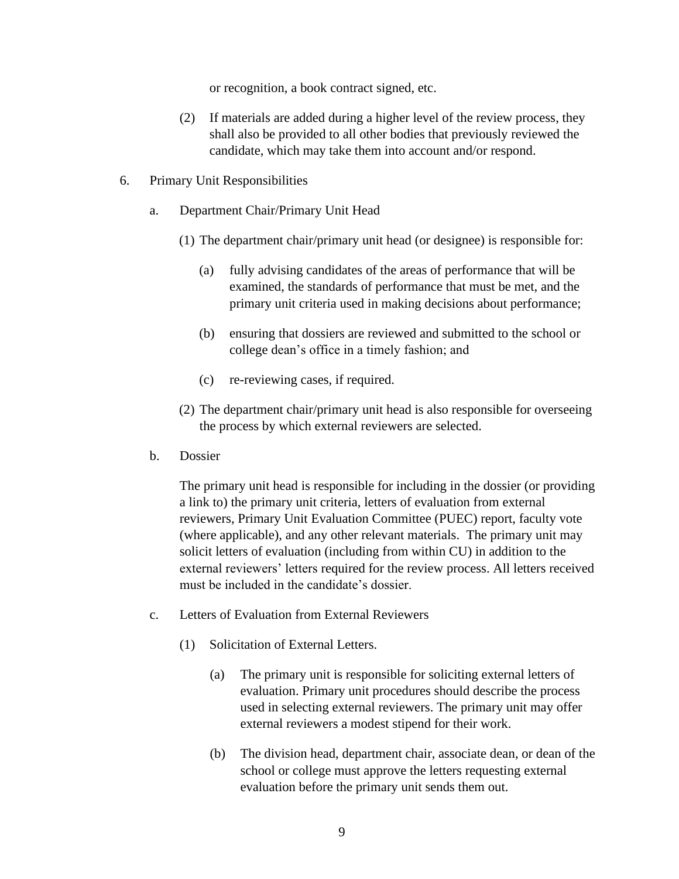or recognition, a book contract signed, etc.

(2) If materials are added during a higher level of the review process, they shall also be provided to all other bodies that previously reviewed the candidate, which may take them into account and/or respond.

6. Primary Unit Responsibilities

a. Department Chair/Primary Unit Head

(1) The department chair/primary unit head (or designee) is responsible for:

(a) fully advising candidates of the areas of performance that will be examined, the standards of performance that must be met, and the primary unit criteria used in making decisions about performance;

(b) ensuring that dossiers are reviewed and submitted to the school or college dean's office in a timely fashion; and

(c) re-reviewing cases, if required.

(2) The department chair/primary unit head is also responsible for overseeing the process by which external reviewers are selected.

b. Dossier

The primary unit head is responsible for including in the dossier (or providing a link to) the primary unit criteria, letters of evaluation from external reviewers, Primary Unit Evaluation Committee (PUEC) report, faculty vote (where applicable), and any other relevant materials. The primary unit may solicit letters of evaluation (including from within CU) in addition to the external reviewers' letters required for the review process. All letters received must be included in the candidate's dossier.

c. Letters of Evaluation from External Reviewers

(1) Solicitation of External Letters.

(a) The primary unit is responsible for soliciting external letters of evaluation. Primary unit procedures should describe the process used in selecting external reviewers. The primary unit may offer external reviewers a modest stipend for their work.

(b) The division head, department chair, associate dean, or dean of the school or college must approve the letters requesting external evaluation before the primary unit sends them out.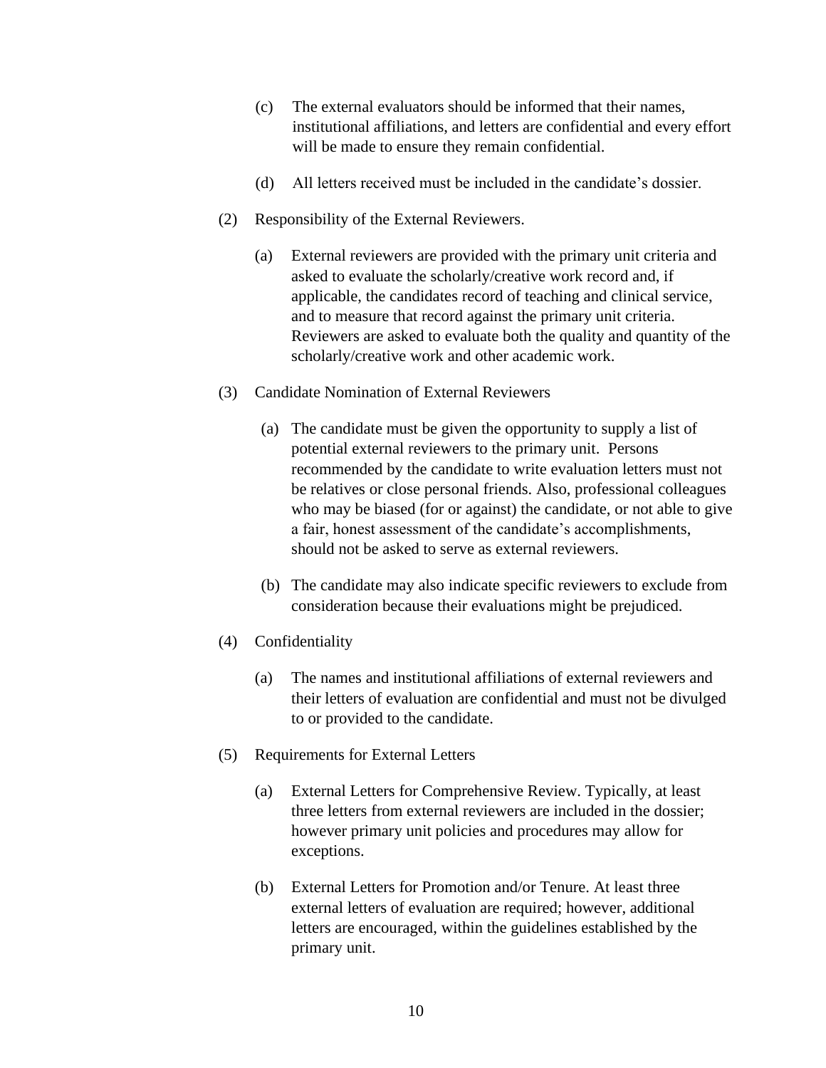(c) The external evaluators should be informed that their names, institutional affiliations, and letters are confidential and every effort will be made to ensure they remain confidential.

(d) All letters received must be included in the candidate's dossier.

(2) Responsibility of the External Reviewers.

(a) External reviewers are provided with the primary unit criteria and asked to evaluate the scholarly/creative work record and, if applicable, the candidates record of teaching and clinical service, and to measure that record against the primary unit criteria. Reviewers are asked to evaluate both the quality and quantity of the scholarly/creative work and other academic work.

(3) Candidate Nomination of External Reviewers

(a) The candidate must be given the opportunity to supply a list of potential external reviewers to the primary unit. Persons recommended by the candidate to write evaluation letters must not be relatives or close personal friends. Also, professional colleagues who may be biased (for or against) the candidate, or not able to give a fair, honest assessment of the candidate's accomplishments, should not be asked to serve as external reviewers.

(b) The candidate may also indicate specific reviewers to exclude from consideration because their evaluations might be prejudiced.

(4) Confidentiality

(a) The names and institutional affiliations of external reviewers and their letters of evaluation are confidential and must not be divulged to or provided to the candidate.

(5) Requirements for External Letters

(a) External Letters for Comprehensive Review. Typically, at least three letters from external reviewers are included in the dossier; however primary unit policies and procedures may allow for exceptions.

(b) External Letters for Promotion and/or Tenure. At least three external letters of evaluation are required; however, additional letters are encouraged, within the guidelines established by the primary unit.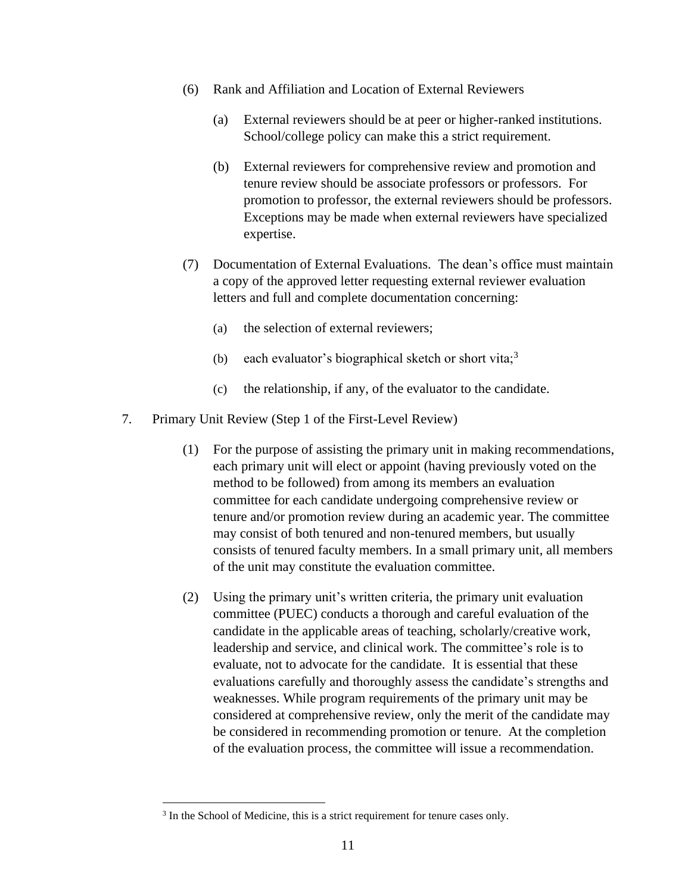(6) Rank and Affiliation and Location of External Reviewers

   (a) External reviewers should be at peer or higher-ranked institutions. School/college policy can make this a strict requirement.

   (b) External reviewers for comprehensive review and promotion and tenure review should be associate professors or professors. For promotion to professor, the external reviewers should be professors. Exceptions may be made when external reviewers have specialized expertise.

(7) Documentation of External Evaluations. The dean's office must maintain a copy of the approved letter requesting external reviewer evaluation letters and full and complete documentation concerning:

   (a) the selection of external reviewers;

   (b) each evaluator's biographical sketch or short vita;[3]

   (c) the relationship, if any, of the evaluator to the candidate.

7. Primary Unit Review (Step 1 of the First-Level Review)

   (1) For the purpose of assisting the primary unit in making recommendations, each primary unit will elect or appoint (having previously voted on the method to be followed) from among its members an evaluation committee for each candidate undergoing comprehensive review or tenure and/or promotion review during an academic year. The committee may consist of both tenured and non-tenured members, but usually consists of tenured faculty members. In a small primary unit, all members of the unit may constitute the evaluation committee.

   (2) Using the primary unit's written criteria, the primary unit evaluation committee (PUEC) conducts a thorough and careful evaluation of the candidate in the applicable areas of teaching, scholarly/creative work, leadership and service, and clinical work. The committee's role is to evaluate, not to advocate for the candidate. It is essential that these evaluations carefully and thoroughly assess the candidate's strengths and weaknesses. While program requirements of the primary unit may be considered at comprehensive review, only the merit of the candidate may be considered in recommending promotion or tenure. At the completion of the evaluation process, the committee will issue a recommendation.

---

[3] In the School of Medicine, this is a strict requirement for tenure cases only.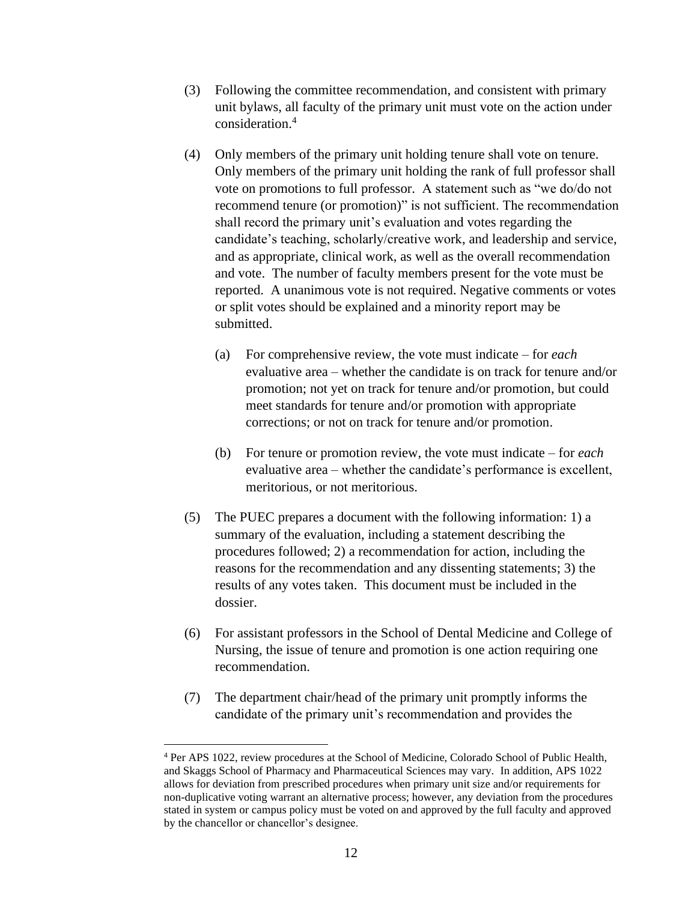(3) Following the committee recommendation, and consistent with primary unit bylaws, all faculty of the primary unit must vote on the action under consideration.[4]

(4) Only members of the primary unit holding tenure shall vote on tenure. Only members of the primary unit holding the rank of full professor shall vote on promotions to full professor. A statement such as "we do/do not recommend tenure (or promotion)" is not sufficient. The recommendation shall record the primary unit's evaluation and votes regarding the candidate's teaching, scholarly/creative work, and leadership and service, and as appropriate, clinical work, as well as the overall recommendation and vote. The number of faculty members present for the vote must be reported. A unanimous vote is not required. Negative comments or votes or split votes should be explained and a minority report may be submitted.

   (a) For comprehensive review, the vote must indicate – for *each* evaluative area – whether the candidate is on track for tenure and/or promotion; not yet on track for tenure and/or promotion, but could meet standards for tenure and/or promotion with appropriate corrections; or not on track for tenure and/or promotion.

   (b) For tenure or promotion review, the vote must indicate – for *each* evaluative area – whether the candidate's performance is excellent, meritorious, or not meritorious.

(5) The PUEC prepares a document with the following information: 1) a summary of the evaluation, including a statement describing the procedures followed; 2) a recommendation for action, including the reasons for the recommendation and any dissenting statements; 3) the results of any votes taken. This document must be included in the dossier.

(6) For assistant professors in the School of Dental Medicine and College of Nursing, the issue of tenure and promotion is one action requiring one recommendation.

(7) The department chair/head of the primary unit promptly informs the candidate of the primary unit's recommendation and provides the

---

[4] Per APS 1022, review procedures at the School of Medicine, Colorado School of Public Health, and Skaggs School of Pharmacy and Pharmaceutical Sciences may vary. In addition, APS 1022 allows for deviation from prescribed procedures when primary unit size and/or requirements for non-duplicative voting warrant an alternative process; however, any deviation from the procedures stated in system or campus policy must be voted on and approved by the full faculty and approved by the chancellor or chancellor's designee.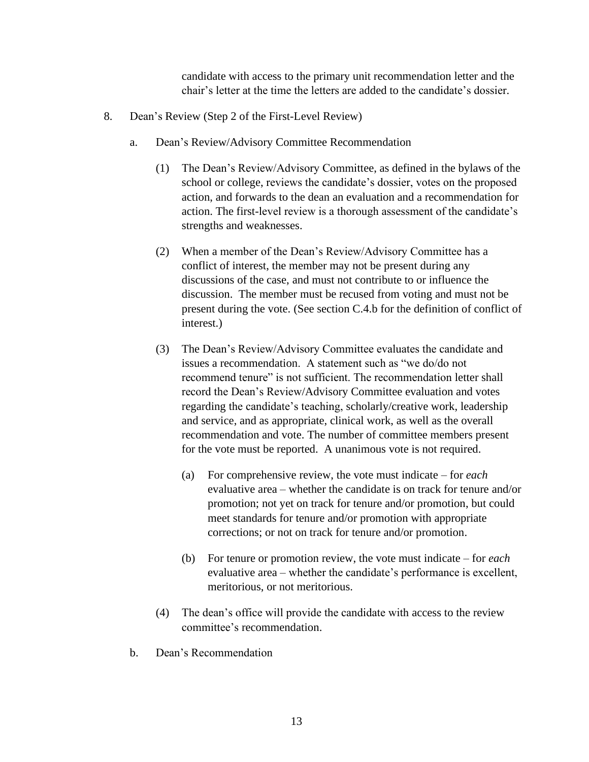candidate with access to the primary unit recommendation letter and the chair's letter at the time the letters are added to the candidate's dossier.

8. Dean's Review (Step 2 of the First-Level Review)

   a. Dean's Review/Advisory Committee Recommendation

      (1) The Dean's Review/Advisory Committee, as defined in the bylaws of the school or college, reviews the candidate's dossier, votes on the proposed action, and forwards to the dean an evaluation and a recommendation for action. The first-level review is a thorough assessment of the candidate's strengths and weaknesses.

      (2) When a member of the Dean's Review/Advisory Committee has a conflict of interest, the member may not be present during any discussions of the case, and must not contribute to or influence the discussion. The member must be recused from voting and must not be present during the vote. (See section C.4.b for the definition of conflict of interest.)

      (3) The Dean's Review/Advisory Committee evaluates the candidate and issues a recommendation. A statement such as "we do/do not recommend tenure" is not sufficient. The recommendation letter shall record the Dean's Review/Advisory Committee evaluation and votes regarding the candidate's teaching, scholarly/creative work, leadership and service, and as appropriate, clinical work, as well as the overall recommendation and vote. The number of committee members present for the vote must be reported. A unanimous vote is not required.

         (a) For comprehensive review, the vote must indicate – for *each* evaluative area – whether the candidate is on track for tenure and/or promotion; not yet on track for tenure and/or promotion, but could meet standards for tenure and/or promotion with appropriate corrections; or not on track for tenure and/or promotion.

         (b) For tenure or promotion review, the vote must indicate – for *each* evaluative area – whether the candidate's performance is excellent, meritorious, or not meritorious.

      (4) The dean's office will provide the candidate with access to the review committee's recommendation.

   b. Dean's Recommendation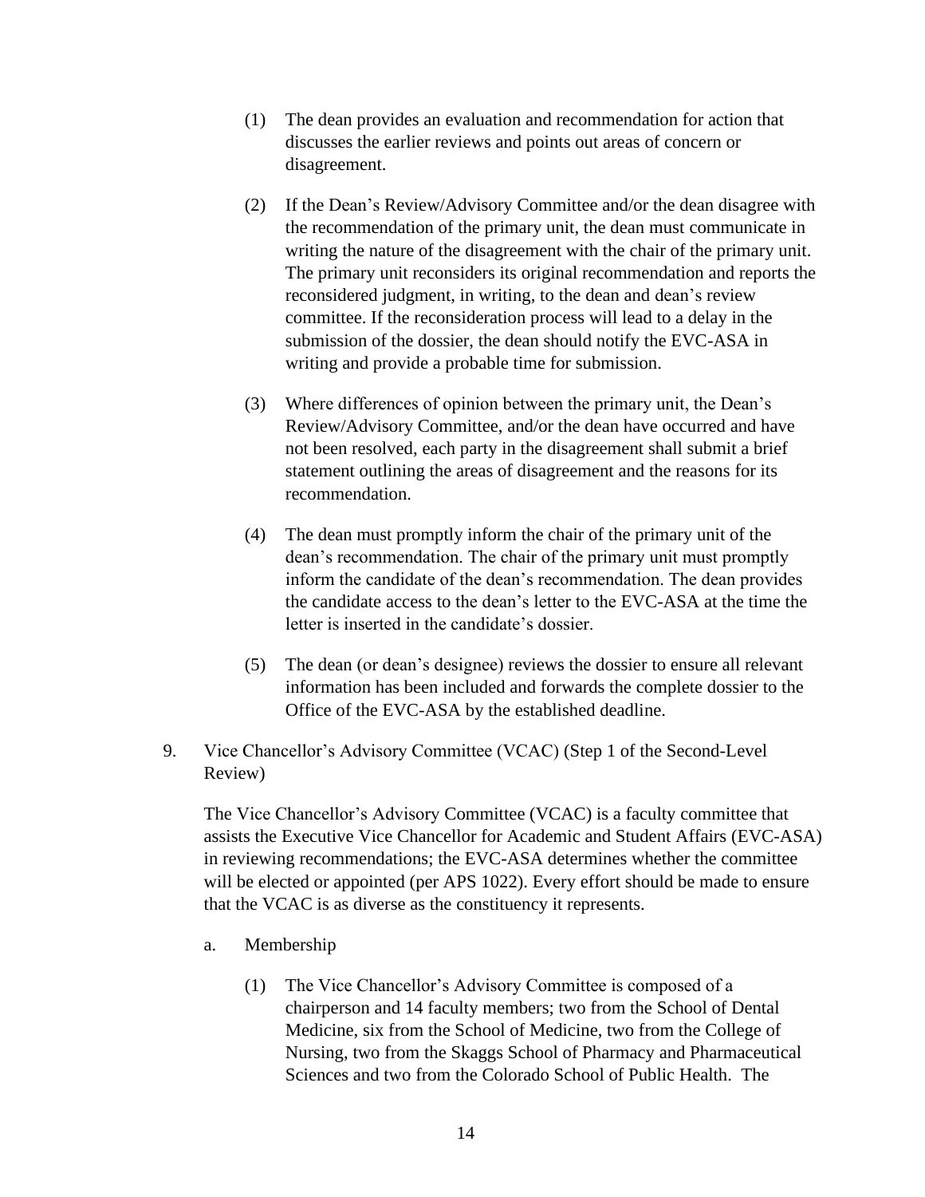(1) The dean provides an evaluation and recommendation for action that discusses the earlier reviews and points out areas of concern or disagreement.

(2) If the Dean's Review/Advisory Committee and/or the dean disagree with the recommendation of the primary unit, the dean must communicate in writing the nature of the disagreement with the chair of the primary unit. The primary unit reconsiders its original recommendation and reports the reconsidered judgment, in writing, to the dean and dean's review committee. If the reconsideration process will lead to a delay in the submission of the dossier, the dean should notify the EVC-ASA in writing and provide a probable time for submission.

(3) Where differences of opinion between the primary unit, the Dean's Review/Advisory Committee, and/or the dean have occurred and have not been resolved, each party in the disagreement shall submit a brief statement outlining the areas of disagreement and the reasons for its recommendation.

(4) The dean must promptly inform the chair of the primary unit of the dean's recommendation. The chair of the primary unit must promptly inform the candidate of the dean's recommendation. The dean provides the candidate access to the dean's letter to the EVC-ASA at the time the letter is inserted in the candidate's dossier.

(5) The dean (or dean's designee) reviews the dossier to ensure all relevant information has been included and forwards the complete dossier to the Office of the EVC-ASA by the established deadline.

9. Vice Chancellor's Advisory Committee (VCAC) (Step 1 of the Second-Level Review)

The Vice Chancellor's Advisory Committee (VCAC) is a faculty committee that assists the Executive Vice Chancellor for Academic and Student Affairs (EVC-ASA) in reviewing recommendations; the EVC-ASA determines whether the committee will be elected or appointed (per APS 1022). Every effort should be made to ensure that the VCAC is as diverse as the constituency it represents.

a. Membership

(1) The Vice Chancellor's Advisory Committee is composed of a chairperson and 14 faculty members; two from the School of Dental Medicine, six from the School of Medicine, two from the College of Nursing, two from the Skaggs School of Pharmacy and Pharmaceutical Sciences and two from the Colorado School of Public Health. The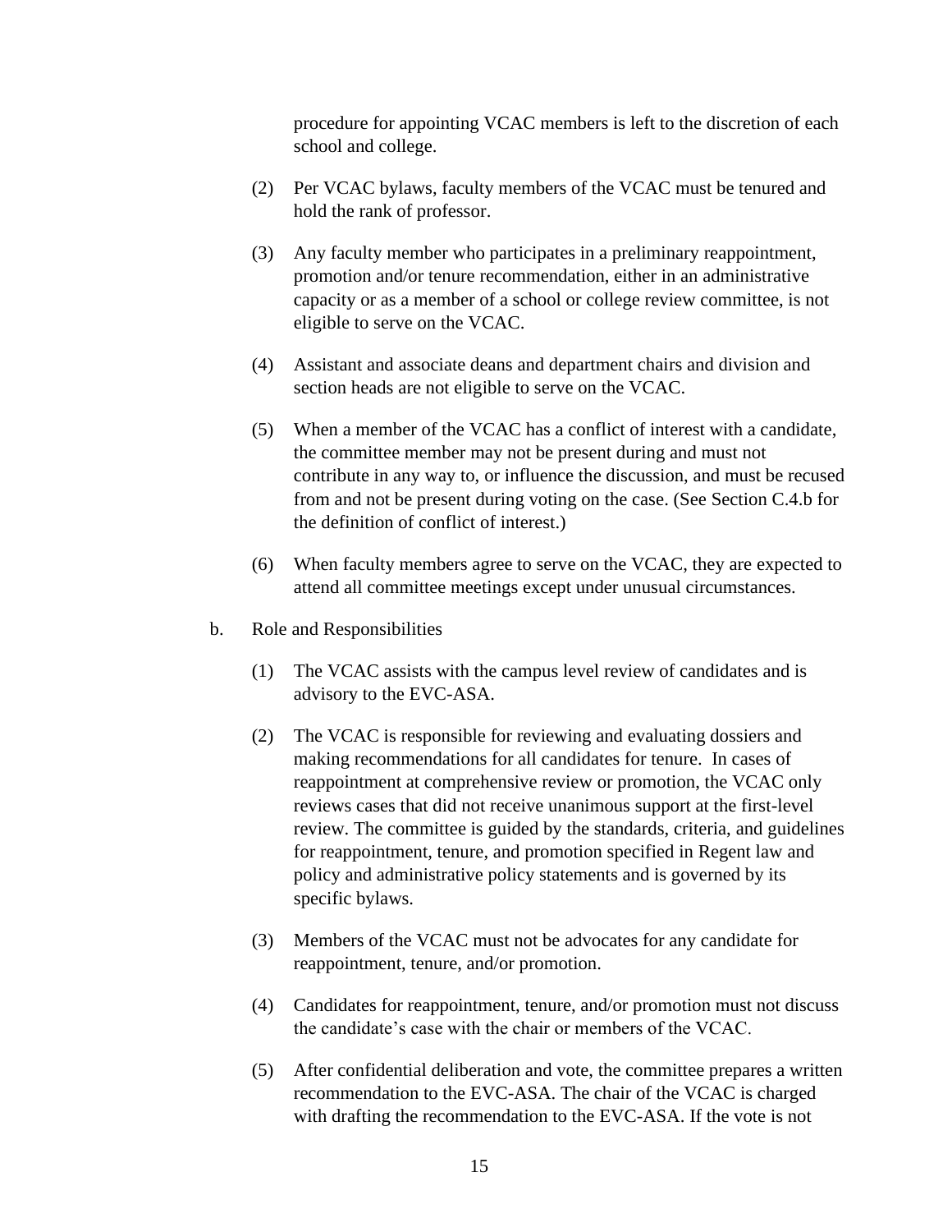procedure for appointing VCAC members is left to the discretion of each school and college.

(2) Per VCAC bylaws, faculty members of the VCAC must be tenured and hold the rank of professor.

(3) Any faculty member who participates in a preliminary reappointment, promotion and/or tenure recommendation, either in an administrative capacity or as a member of a school or college review committee, is not eligible to serve on the VCAC.

(4) Assistant and associate deans and department chairs and division and section heads are not eligible to serve on the VCAC.

(5) When a member of the VCAC has a conflict of interest with a candidate, the committee member may not be present during and must not contribute in any way to, or influence the discussion, and must be recused from and not be present during voting on the case. (See Section C.4.b for the definition of conflict of interest.)

(6) When faculty members agree to serve on the VCAC, they are expected to attend all committee meetings except under unusual circumstances.

b. Role and Responsibilities

(1) The VCAC assists with the campus level review of candidates and is advisory to the EVC-ASA.

(2) The VCAC is responsible for reviewing and evaluating dossiers and making recommendations for all candidates for tenure. In cases of reappointment at comprehensive review or promotion, the VCAC only reviews cases that did not receive unanimous support at the first-level review. The committee is guided by the standards, criteria, and guidelines for reappointment, tenure, and promotion specified in Regent law and policy and administrative policy statements and is governed by its specific bylaws.

(3) Members of the VCAC must not be advocates for any candidate for reappointment, tenure, and/or promotion.

(4) Candidates for reappointment, tenure, and/or promotion must not discuss the candidate's case with the chair or members of the VCAC.

(5) After confidential deliberation and vote, the committee prepares a written recommendation to the EVC-ASA. The chair of the VCAC is charged with drafting the recommendation to the EVC-ASA. If the vote is not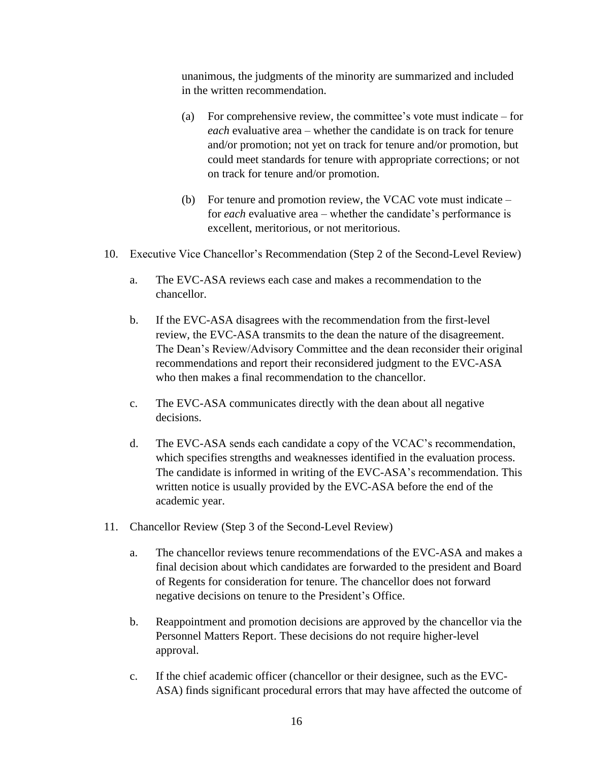unanimous, the judgments of the minority are summarized and included in the written recommendation.

(a) For comprehensive review, the committee's vote must indicate – for *each* evaluative area – whether the candidate is on track for tenure and/or promotion; not yet on track for tenure and/or promotion, but could meet standards for tenure with appropriate corrections; or not on track for tenure and/or promotion.

(b) For tenure and promotion review, the VCAC vote must indicate – for *each* evaluative area – whether the candidate's performance is excellent, meritorious, or not meritorious.

10. Executive Vice Chancellor's Recommendation (Step 2 of the Second-Level Review)

    a. The EVC-ASA reviews each case and makes a recommendation to the chancellor.

    b. If the EVC-ASA disagrees with the recommendation from the first-level review, the EVC-ASA transmits to the dean the nature of the disagreement. The Dean's Review/Advisory Committee and the dean reconsider their original recommendations and report their reconsidered judgment to the EVC-ASA who then makes a final recommendation to the chancellor.

    c. The EVC-ASA communicates directly with the dean about all negative decisions.

    d. The EVC-ASA sends each candidate a copy of the VCAC's recommendation, which specifies strengths and weaknesses identified in the evaluation process. The candidate is informed in writing of the EVC-ASA's recommendation. This written notice is usually provided by the EVC-ASA before the end of the academic year.

11. Chancellor Review (Step 3 of the Second-Level Review)

    a. The chancellor reviews tenure recommendations of the EVC-ASA and makes a final decision about which candidates are forwarded to the president and Board of Regents for consideration for tenure. The chancellor does not forward negative decisions on tenure to the President's Office.

    b. Reappointment and promotion decisions are approved by the chancellor via the Personnel Matters Report. These decisions do not require higher-level approval.

    c. If the chief academic officer (chancellor or their designee, such as the EVC-ASA) finds significant procedural errors that may have affected the outcome of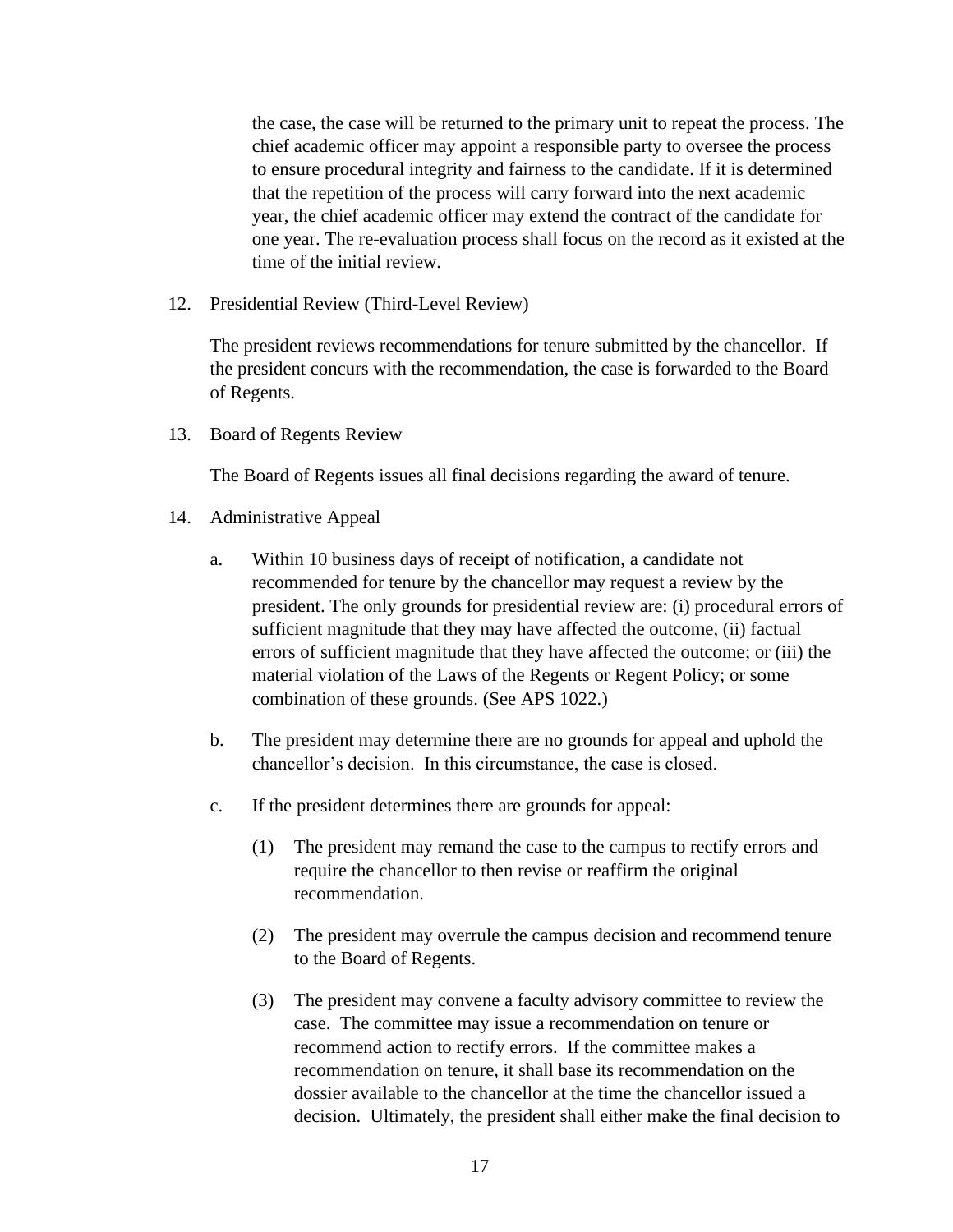the case, the case will be returned to the primary unit to repeat the process. The chief academic officer may appoint a responsible party to oversee the process to ensure procedural integrity and fairness to the candidate. If it is determined that the repetition of the process will carry forward into the next academic year, the chief academic officer may extend the contract of the candidate for one year. The re-evaluation process shall focus on the record as it existed at the time of the initial review.

12. Presidential Review (Third-Level Review)

    The president reviews recommendations for tenure submitted by the chancellor. If the president concurs with the recommendation, the case is forwarded to the Board of Regents.

13. Board of Regents Review

    The Board of Regents issues all final decisions regarding the award of tenure.

14. Administrative Appeal

    a. Within 10 business days of receipt of notification, a candidate not recommended for tenure by the chancellor may request a review by the president. The only grounds for presidential review are: (i) procedural errors of sufficient magnitude that they may have affected the outcome, (ii) factual errors of sufficient magnitude that they have affected the outcome; or (iii) the material violation of the Laws of the Regents or Regent Policy; or some combination of these grounds. (See APS 1022.)

    b. The president may determine there are no grounds for appeal and uphold the chancellor's decision. In this circumstance, the case is closed.

    c. If the president determines there are grounds for appeal:

        (1) The president may remand the case to the campus to rectify errors and require the chancellor to then revise or reaffirm the original recommendation.

        (2) The president may overrule the campus decision and recommend tenure to the Board of Regents.

        (3) The president may convene a faculty advisory committee to review the case. The committee may issue a recommendation on tenure or recommend action to rectify errors. If the committee makes a recommendation on tenure, it shall base its recommendation on the dossier available to the chancellor at the time the chancellor issued a decision. Ultimately, the president shall either make the final decision to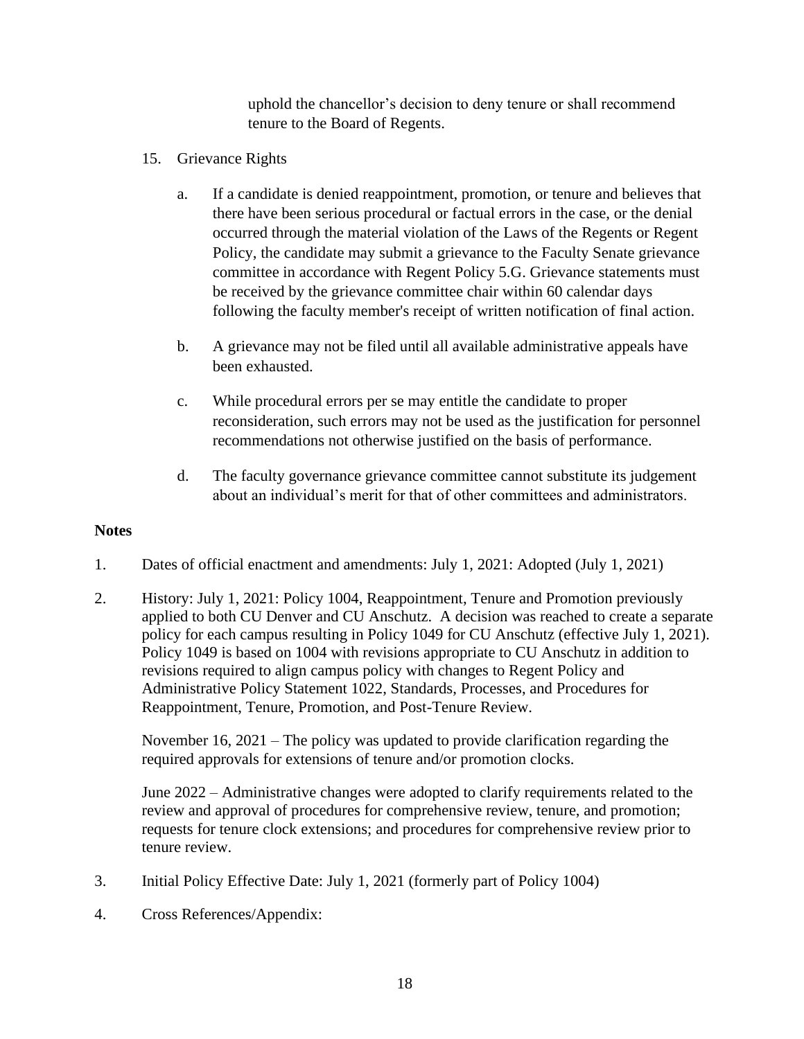uphold the chancellor's decision to deny tenure or shall recommend tenure to the Board of Regents.

15. Grievance Rights

    a. If a candidate is denied reappointment, promotion, or tenure and believes that there have been serious procedural or factual errors in the case, or the denial occurred through the material violation of the Laws of the Regents or Regent Policy, the candidate may submit a grievance to the Faculty Senate grievance committee in accordance with Regent Policy 5.G. Grievance statements must be received by the grievance committee chair within 60 calendar days following the faculty member's receipt of written notification of final action.

    b. A grievance may not be filed until all available administrative appeals have been exhausted.

    c. While procedural errors per se may entitle the candidate to proper reconsideration, such errors may not be used as the justification for personnel recommendations not otherwise justified on the basis of performance.

    d. The faculty governance grievance committee cannot substitute its judgement about an individual's merit for that of other committees and administrators.

**Notes**

1. Dates of official enactment and amendments: July 1, 2021: Adopted (July 1, 2021)

2. History: July 1, 2021: Policy 1004, Reappointment, Tenure and Promotion previously applied to both CU Denver and CU Anschutz. A decision was reached to create a separate policy for each campus resulting in Policy 1049 for CU Anschutz (effective July 1, 2021). Policy 1049 is based on 1004 with revisions appropriate to CU Anschutz in addition to revisions required to align campus policy with changes to Regent Policy and Administrative Policy Statement 1022, Standards, Processes, and Procedures for Reappointment, Tenure, Promotion, and Post-Tenure Review.

   November 16, 2021 – The policy was updated to provide clarification regarding the required approvals for extensions of tenure and/or promotion clocks.

   June 2022 – Administrative changes were adopted to clarify requirements related to the review and approval of procedures for comprehensive review, tenure, and promotion; requests for tenure clock extensions; and procedures for comprehensive review prior to tenure review.

3. Initial Policy Effective Date: July 1, 2021 (formerly part of Policy 1004)

4. Cross References/Appendix: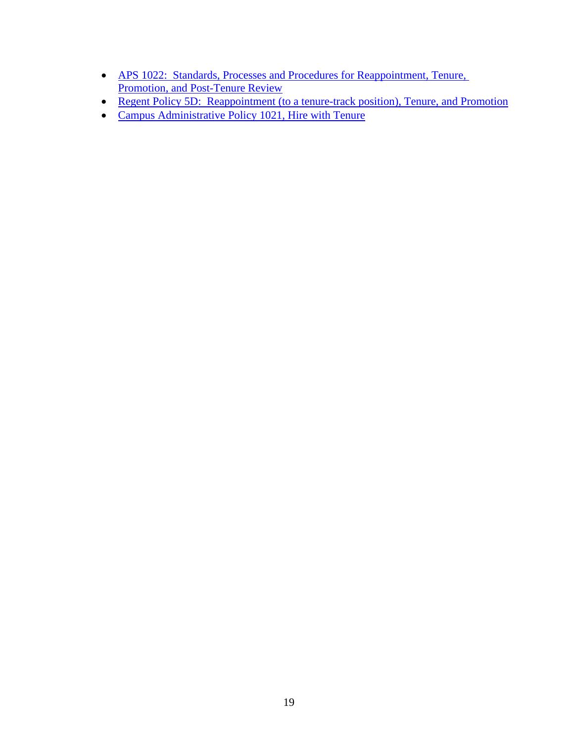- APS 1022: Standards, Processes and Procedures for Reappointment, Tenure, Promotion, and Post-Tenure Review
- Regent Policy 5D: Reappointment (to a tenure-track position), Tenure, and Promotion
- Campus Administrative Policy 1021, Hire with Tenure